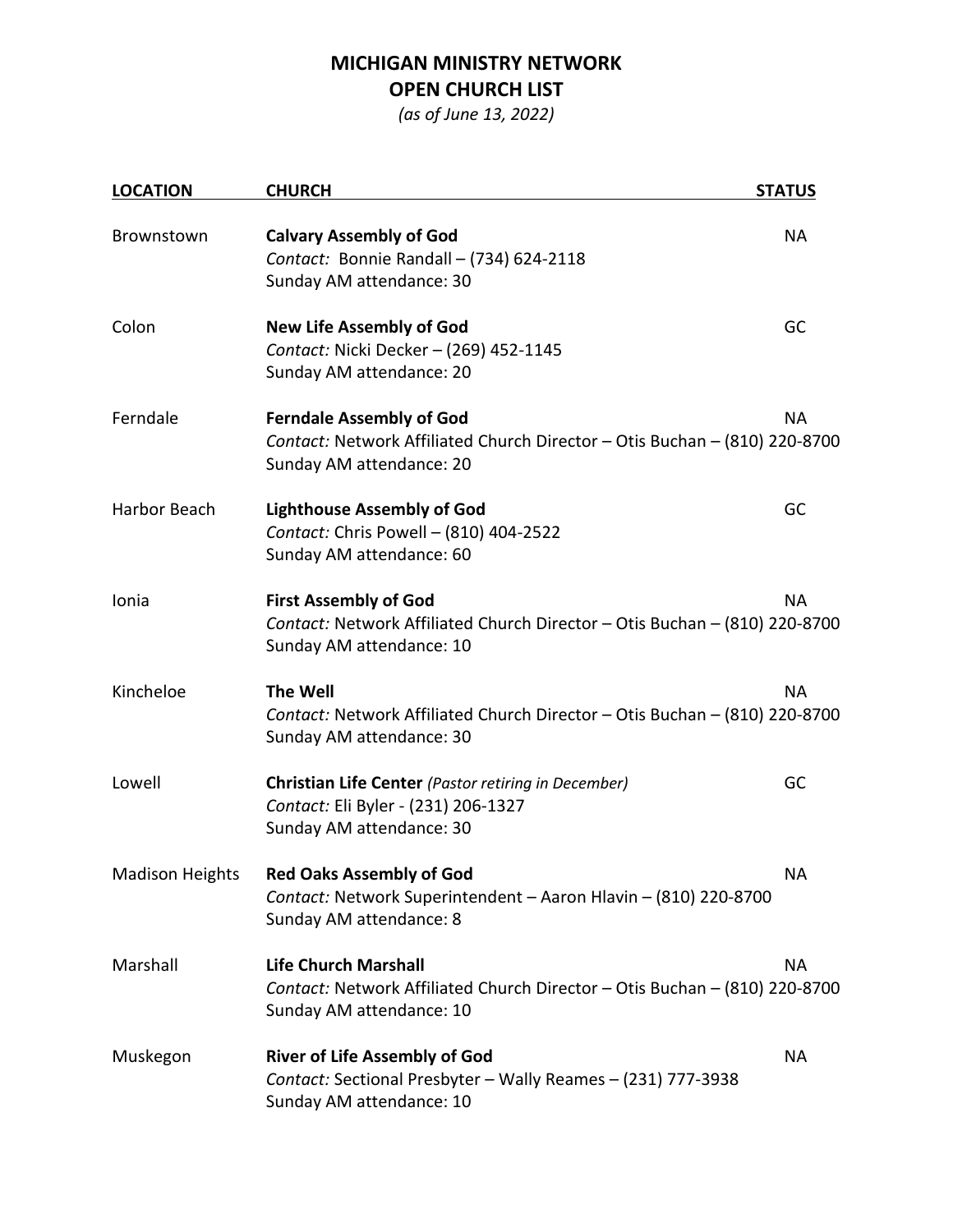# MICHIGAN MINISTRY NETWORK
## OPEN CHURCH LIST

*(as of June 13, 2022)*

| LOCATION | CHURCH | STATUS |
|---|---|---|
| Brownstown | **Calvary Assembly of God**<br>*Contact:* Bonnie Randall – (734) 624-2118<br>Sunday AM attendance: 30 | NA |
| Colon | **New Life Assembly of God**<br>*Contact:* Nicki Decker – (269) 452-1145<br>Sunday AM attendance: 20 | GC |
| Ferndale | **Ferndale Assembly of God**<br>*Contact:* Network Affiliated Church Director – Otis Buchan – (810) 220-8700<br>Sunday AM attendance: 20 | NA |
| Harbor Beach | **Lighthouse Assembly of God**<br>*Contact:* Chris Powell – (810) 404-2522<br>Sunday AM attendance: 60 | GC |
| Ionia | **First Assembly of God**<br>*Contact:* Network Affiliated Church Director – Otis Buchan – (810) 220-8700<br>Sunday AM attendance: 10 | NA |
| Kincheloe | **The Well**<br>*Contact:* Network Affiliated Church Director – Otis Buchan – (810) 220-8700<br>Sunday AM attendance: 30 | NA |
| Lowell | **Christian Life Center** *(Pastor retiring in December)*<br>*Contact:* Eli Byler - (231) 206-1327<br>Sunday AM attendance: 30 | GC |
| Madison Heights | **Red Oaks Assembly of God**<br>*Contact:* Network Superintendent – Aaron Hlavin – (810) 220-8700<br>Sunday AM attendance: 8 | NA |
| Marshall | **Life Church Marshall**<br>*Contact:* Network Affiliated Church Director – Otis Buchan – (810) 220-8700<br>Sunday AM attendance: 10 | NA |
| Muskegon | **River of Life Assembly of God**<br>*Contact:* Sectional Presbyter – Wally Reames – (231) 777-3938<br>Sunday AM attendance: 10 | NA |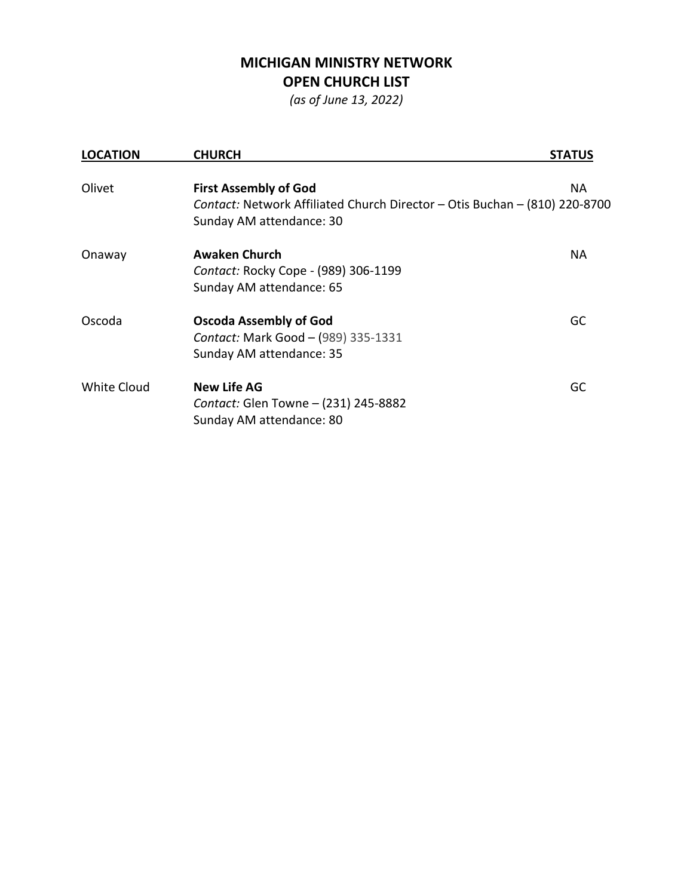**MICHIGAN MINISTRY NETWORK**
**OPEN CHURCH LIST**
*(as of June 13, 2022)*

| LOCATION | CHURCH | STATUS |
| --- | --- | --- |
| Olivet | **First Assembly of God**<br>*Contact:* Network Affiliated Church Director – Otis Buchan – (810) 220-8700<br>Sunday AM attendance: 30 | NA |
| Onaway | **Awaken Church**<br>*Contact:* Rocky Cope - (989) 306-1199<br>Sunday AM attendance: 65 | NA |
| Oscoda | **Oscoda Assembly of God**<br>*Contact:* Mark Good – (989) 335-1331<br>Sunday AM attendance: 35 | GC |
| White Cloud | **New Life AG**<br>*Contact:* Glen Towne – (231) 245-8882<br>Sunday AM attendance: 80 | GC |